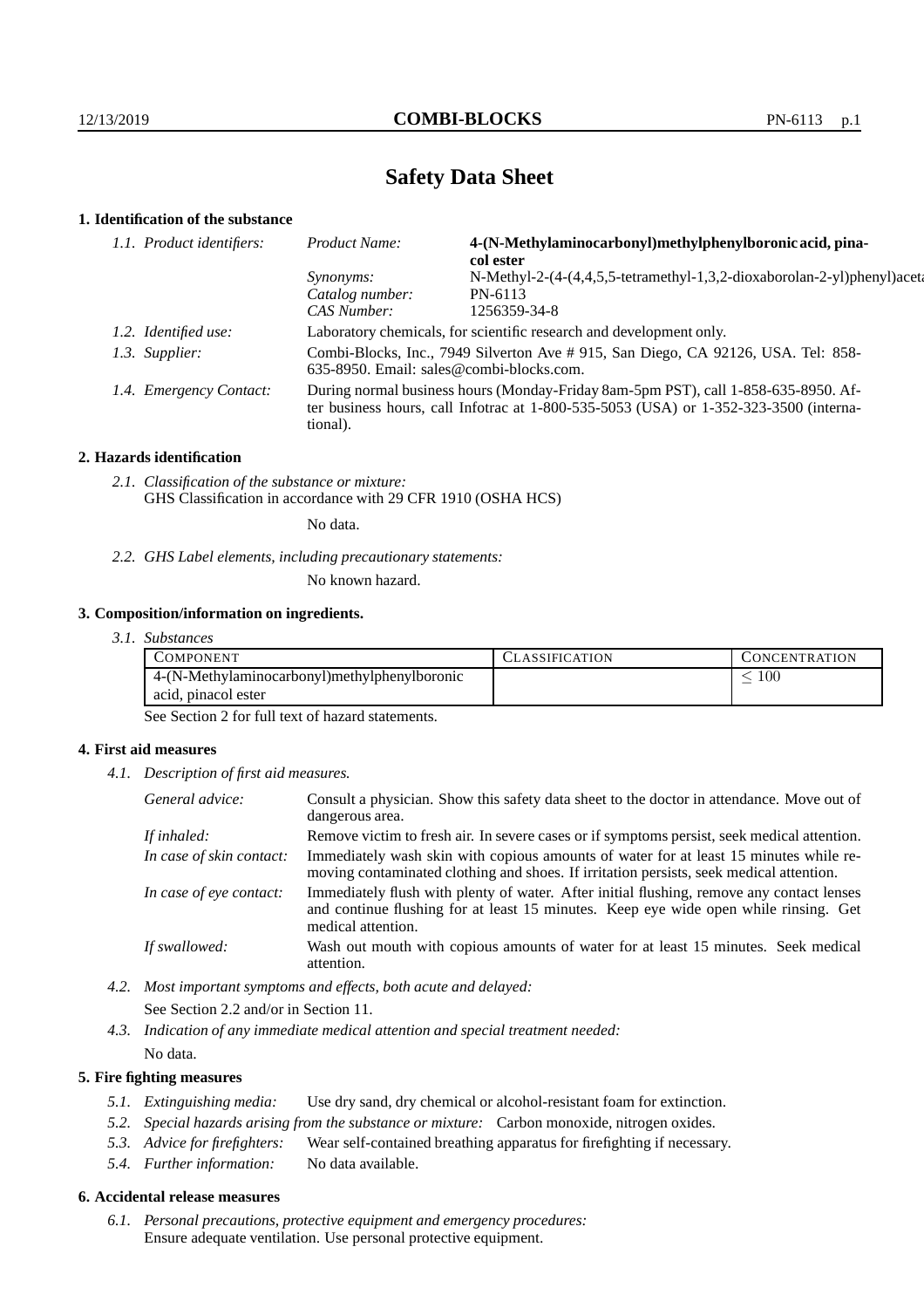# Safety Data Sheet

## 1. Identification of the substance

*1.1. Product identifiers:*

| | |
|---|---|
| *Product Name:* | **4-(N-Methylaminocarbonyl)methylphenylboronic acid, pinacol ester** |
| *Synonyms:* | N-Methyl-2-(4-(4,4,5,5-tetramethyl-1,3,2-dioxaborolan-2-yl)phenyl)aceta |
| *Catalog number:* | PN-6113 |
| *CAS Number:* | 1256359-34-8 |

*1.2. Identified use:* Laboratory chemicals, for scientific research and development only.

*1.3. Supplier:* Combi-Blocks, Inc., 7949 Silverton Ave # 915, San Diego, CA 92126, USA. Tel: 858-635-8950. Email: sales@combi-blocks.com.

*1.4. Emergency Contact:* During normal business hours (Monday-Friday 8am-5pm PST), call 1-858-635-8950. After business hours, call Infotrac at 1-800-535-5053 (USA) or 1-352-323-3500 (international).

## 2. Hazards identification

*2.1. Classification of the substance or mixture:*
GHS Classification in accordance with 29 CFR 1910 (OSHA HCS)

No data.

*2.2. GHS Label elements, including precautionary statements:*

No known hazard.

## 3. Composition/information on ingredients.

*3.1. Substances*

| Component | Classification | Concentration |
|---|---|---|
| 4-(N-Methylaminocarbonyl)methylphenylboronic acid, pinacol ester | | $\leq 100$ |

See Section 2 for full text of hazard statements.

## 4. First aid measures

*4.1. Description of first aid measures.*

| | |
|---|---|
| *General advice:* | Consult a physician. Show this safety data sheet to the doctor in attendance. Move out of dangerous area. |
| *If inhaled:* | Remove victim to fresh air. In severe cases or if symptoms persist, seek medical attention. |
| *In case of skin contact:* | Immediately wash skin with copious amounts of water for at least 15 minutes while removing contaminated clothing and shoes. If irritation persists, seek medical attention. |
| *In case of eye contact:* | Immediately flush with plenty of water. After initial flushing, remove any contact lenses and continue flushing for at least 15 minutes. Keep eye wide open while rinsing. Get medical attention. |
| *If swallowed:* | Wash out mouth with copious amounts of water for at least 15 minutes. Seek medical attention. |

*4.2. Most important symptoms and effects, both acute and delayed:*

See Section 2.2 and/or in Section 11.

*4.3. Indication of any immediate medical attention and special treatment needed:*

No data.

## 5. Fire fighting measures

*5.1. Extinguishing media:* Use dry sand, dry chemical or alcohol-resistant foam for extinction.

*5.2. Special hazards arising from the substance or mixture:* Carbon monoxide, nitrogen oxides.

*5.3. Advice for firefighters:* Wear self-contained breathing apparatus for firefighting if necessary.

*5.4. Further information:* No data available.

## 6. Accidental release measures

*6.1. Personal precautions, protective equipment and emergency procedures:*
Ensure adequate ventilation. Use personal protective equipment.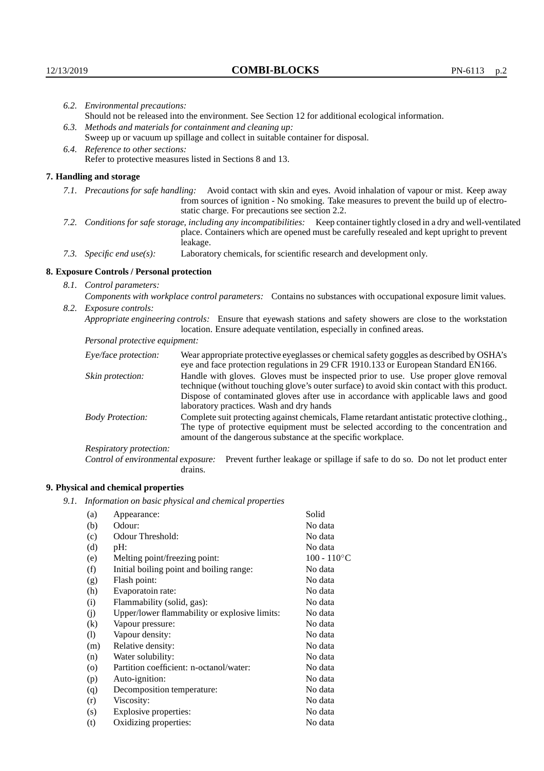*6.2. Environmental precautions:*
Should not be released into the environment. See Section 12 for additional ecological information.

*6.3. Methods and materials for containment and cleaning up:*
Sweep up or vacuum up spillage and collect in suitable container for disposal.

*6.4. Reference to other sections:*
Refer to protective measures listed in Sections 8 and 13.

## 7. Handling and storage

*7.1. Precautions for safe handling:* Avoid contact with skin and eyes. Avoid inhalation of vapour or mist. Keep away from sources of ignition - No smoking. Take measures to prevent the build up of electrostatic charge. For precautions see section 2.2.

*7.2. Conditions for safe storage, including any incompatibilities:* Keep container tightly closed in a dry and well-ventilated place. Containers which are opened must be carefully resealed and kept upright to prevent leakage.

*7.3. Specific end use(s):* Laboratory chemicals, for scientific research and development only.

## 8. Exposure Controls / Personal protection

*8.1. Control parameters:*
*Components with workplace control parameters:* Contains no substances with occupational exposure limit values.

*8.2. Exposure controls:*
*Appropriate engineering controls:* Ensure that eyewash stations and safety showers are close to the workstation location. Ensure adequate ventilation, especially in confined areas.

*Personal protective equipment:*

*Eye/face protection:* Wear appropriate protective eyeglasses or chemical safety goggles as described by OSHA's eye and face protection regulations in 29 CFR 1910.133 or European Standard EN166.

*Skin protection:* Handle with gloves. Gloves must be inspected prior to use. Use proper glove removal technique (without touching glove's outer surface) to avoid skin contact with this product. Dispose of contaminated gloves after use in accordance with applicable laws and good laboratory practices. Wash and dry hands

*Body Protection:* Complete suit protecting against chemicals, Flame retardant antistatic protective clothing., The type of protective equipment must be selected according to the concentration and amount of the dangerous substance at the specific workplace.

*Respiratory protection:*

*Control of environmental exposure:* Prevent further leakage or spillage if safe to do so. Do not let product enter drains.

## 9. Physical and chemical properties

*9.1. Information on basic physical and chemical properties*

| | | |
|---|---|---|
| (a) | Appearance: | Solid |
| (b) | Odour: | No data |
| (c) | Odour Threshold: | No data |
| (d) | pH: | No data |
| (e) | Melting point/freezing point: | 100 - 110°C |
| (f) | Initial boiling point and boiling range: | No data |
| (g) | Flash point: | No data |
| (h) | Evaporatoin rate: | No data |
| (i) | Flammability (solid, gas): | No data |
| (j) | Upper/lower flammability or explosive limits: | No data |
| (k) | Vapour pressure: | No data |
| (l) | Vapour density: | No data |
| (m) | Relative density: | No data |
| (n) | Water solubility: | No data |
| (o) | Partition coefficient: n-octanol/water: | No data |
| (p) | Auto-ignition: | No data |
| (q) | Decomposition temperature: | No data |
| (r) | Viscosity: | No data |
| (s) | Explosive properties: | No data |
| (t) | Oxidizing properties: | No data |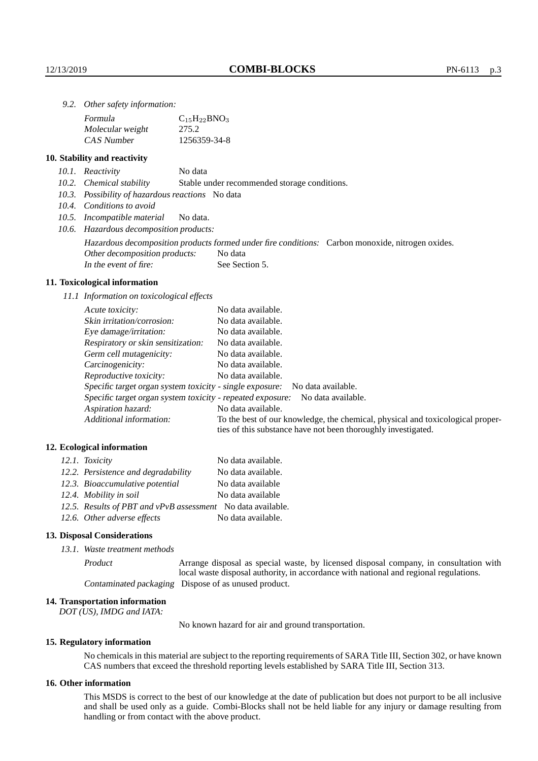*9.2. Other safety information:*

| | |
|---|---|
| *Formula* | $C_{15}H_{22}BNO_3$ |
| *Molecular weight* | 275.2 |
| *CAS Number* | 1256359-34-8 |

## 10. Stability and reactivity

*10.1. Reactivity* No data

*10.2. Chemical stability* Stable under recommended storage conditions.

*10.3. Possibility of hazardous reactions* No data

*10.4. Conditions to avoid*

*10.5. Incompatible material* No data.

*10.6. Hazardous decomposition products:*

*Hazardous decomposition products formed under fire conditions:* Carbon monoxide, nitrogen oxides.

*Other decomposition products:* No data

*In the event of fire:* See Section 5.

## 11. Toxicological information

*11.1 Information on toxicological effects*

| | |
|---|---|
| *Acute toxicity:* | No data available. |
| *Skin irritation/corrosion:* | No data available. |
| *Eye damage/irritation:* | No data available. |
| *Respiratory or skin sensitization:* | No data available. |
| *Germ cell mutagenicity:* | No data available. |
| *Carcinogenicity:* | No data available. |
| *Reproductive toxicity:* | No data available. |
| *Specific target organ system toxicity - single exposure:* | No data available. |
| *Specific target organ system toxicity - repeated exposure:* | No data available. |
| *Aspiration hazard:* | No data available. |
| *Additional information:* | To the best of our knowledge, the chemical, physical and toxicological properties of this substance have not been thoroughly investigated. |

## 12. Ecological information

| | |
|---|---|
| *12.1. Toxicity* | No data available. |
| *12.2. Persistence and degradability* | No data available. |
| *12.3. Bioaccumulative potential* | No data available |
| *12.4. Mobility in soil* | No data available |
| *12.5. Results of PBT and vPvB assessment* | No data available. |
| *12.6. Other adverse effects* | No data available. |

## 13. Disposal Considerations

*13.1. Waste treatment methods*

*Product* Arrange disposal as special waste, by licensed disposal company, in consultation with local waste disposal authority, in accordance with national and regional regulations.

*Contaminated packaging* Dispose of as unused product.

## 14. Transportation information

*DOT (US), IMDG and IATA:*

No known hazard for air and ground transportation.

## 15. Regulatory information

No chemicals in this material are subject to the reporting requirements of SARA Title III, Section 302, or have known CAS numbers that exceed the threshold reporting levels established by SARA Title III, Section 313.

## 16. Other information

This MSDS is correct to the best of our knowledge at the date of publication but does not purport to be all inclusive and shall be used only as a guide. Combi-Blocks shall not be held liable for any injury or damage resulting from handling or from contact with the above product.